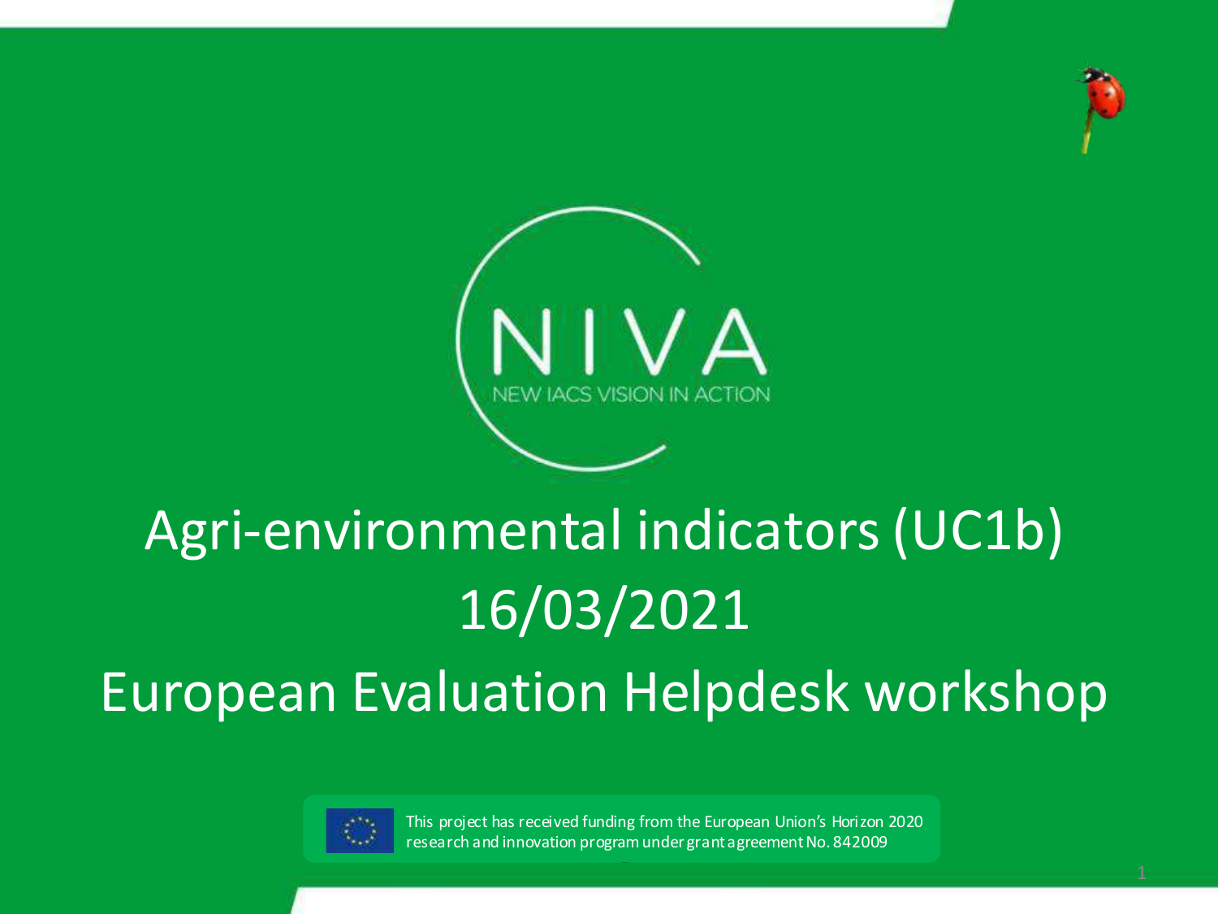NIVA

NEW IACS VISION IN ACTION

# Agri-environmental indicators (UC1b)
# 16/03/2021
# European Evaluation Helpdesk workshop

This project has received funding from the European Union's Horizon 2020 research and innovation program under grant agreement No. 842009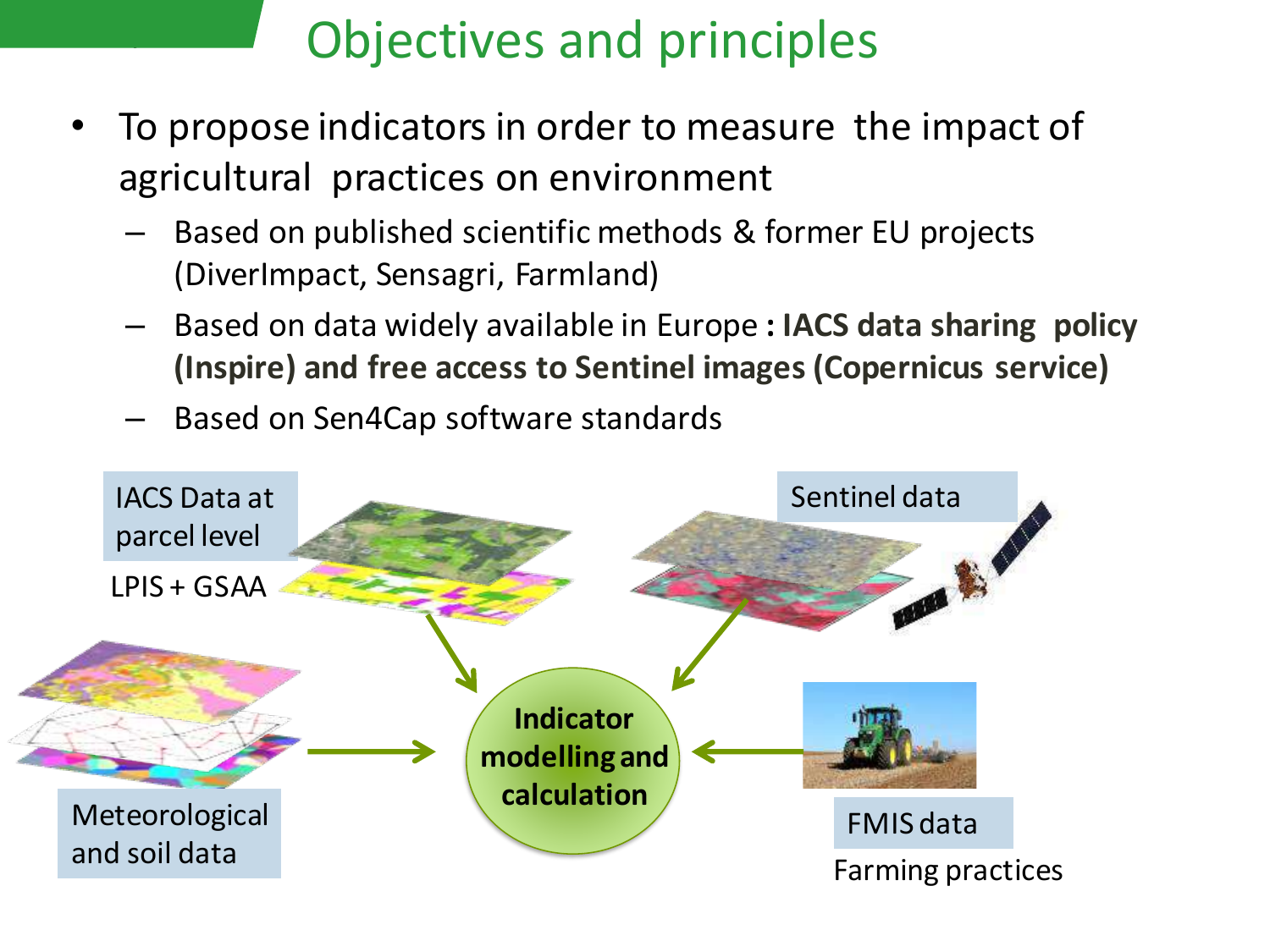# Objectives and principles

- To propose indicators in order to measure the impact of agricultural practices on environment
  - Based on published scientific methods & former EU projects (DiverImpact, Sensagri, Farmland)
  - Based on data widely available in Europe **: IACS data sharing policy (Inspire) and free access to Sentinel images (Copernicus service)**
  - Based on Sen4Cap software standards

IACS Data at parcel level

LPIS + GSAA

Sentinel data

Meteorological and soil data

**Indicator modelling and calculation**

FMIS data

Farming practices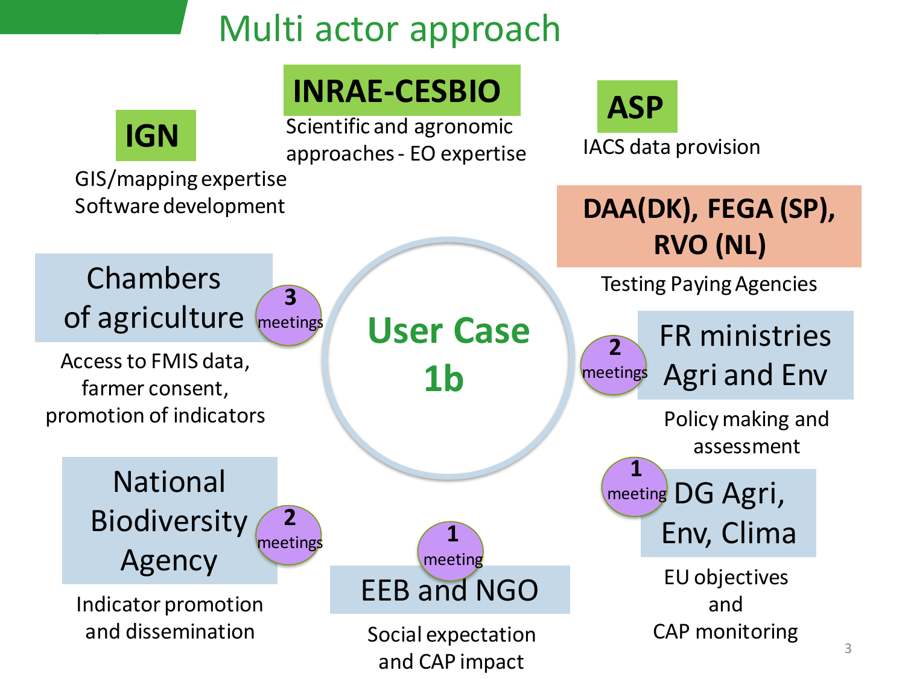# Multi actor approach

## User Case 1b

**INRAE-CESBIO**
Scientific and agronomic approaches - EO expertise

**ASP**
IACS data provision

**IGN**
GIS/mapping expertise
Software development

**DAA(DK), FEGA (SP), RVO (NL)**
Testing Paying Agencies

**Chambers of agriculture** — 3 meetings
Access to FMIS data, farmer consent, promotion of indicators

**FR ministries Agri and Env** — 2 meetings
Policy making and assessment

**National Biodiversity Agency** — 2 meetings
Indicator promotion and dissemination

**EEB and NGO** — 1 meeting
Social expectation and CAP impact

**DG Agri, Env, Clima** — 1 meeting
EU objectives and CAP monitoring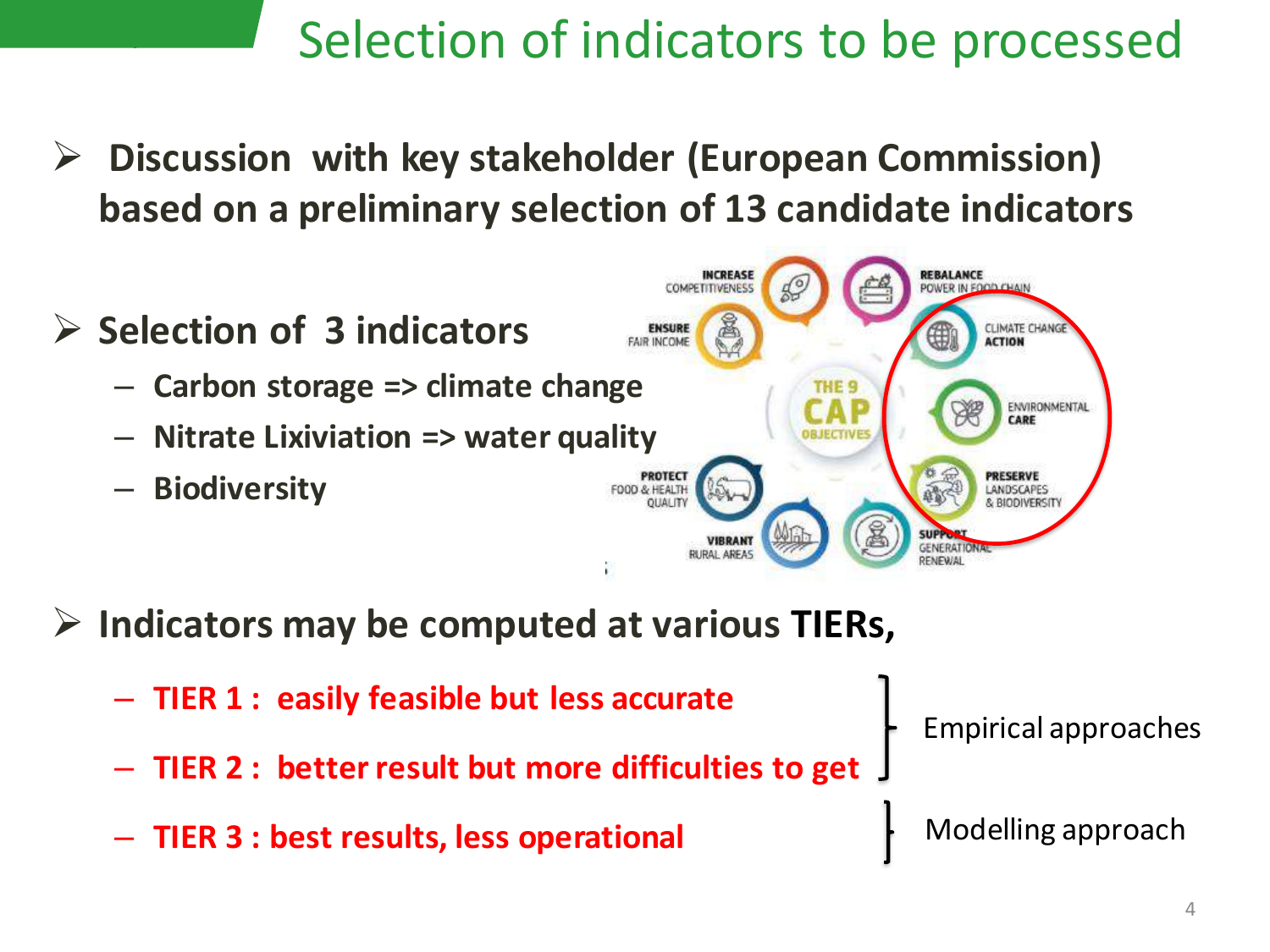# Selection of indicators to be processed

- **Discussion with key stakeholder (European Commission) based on a preliminary selection of 13 candidate indicators**

- **Selection of 3 indicators**
  - **Carbon storage => climate change**
  - **Nitrate Lixiviation => water quality**
  - **Biodiversity**

INCREASE COMPETITIVENESS
REBALANCE POWER IN FOOD CHAIN
ENSURE FAIR INCOME
CLIMATE CHANGE ACTION
THE 9 CAP OBJECTIVES
ENVIRONMENTAL CARE
PROTECT FOOD & HEALTH QUALITY
PRESERVE LANDSCAPES & BIODIVERSITY
VIBRANT RURAL AREAS
SUPPORT GENERATIONAL RENEWAL

- **Indicators may be computed at various TIERs,**
  - **TIER 1 : easily feasible but less accurate**
  - **TIER 2 : better result but more difficulties to get**
  - **TIER 3 : best results, less operational**

TIER 1 and TIER 2: Empirical approaches

TIER 3: Modelling approach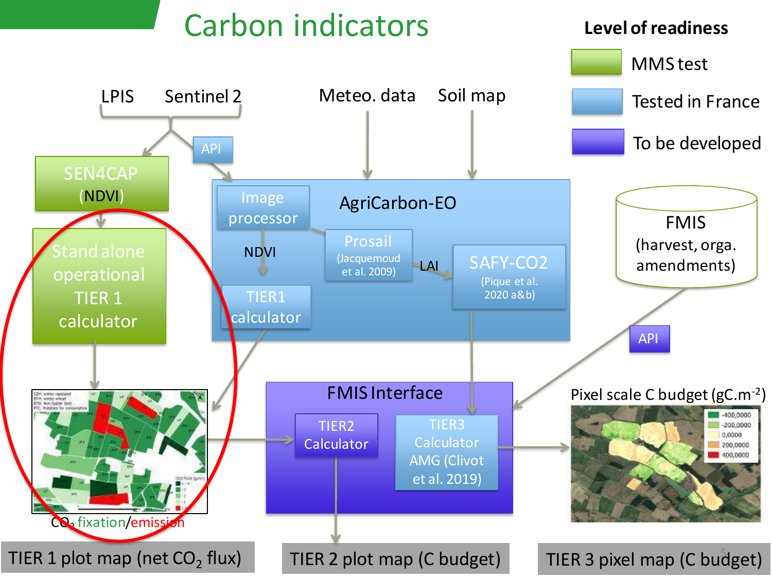# Carbon indicators

**Level of readiness**

- MMS test
- Tested in France
- To be developed

LPIS

Sentinel 2

Meteo. data

Soil map

API

SEN4CAP (NDVI)

Stand alone operational TIER 1 calculator

AgriCarbon-EO

Image processor

NDVI

TIER1 calculator

Prosail (Jacquemoud et al. 2009)

LAI

SAFY-CO2 (Pique et al. 2020 a&b)

FMIS (harvest, orga. amendments)

API

FMIS Interface

TIER2 Calculator

TIER3 Calculator AMG (Clivot et al. 2019)

$CO_2$ fixation/emission

Pixel scale C budget (gC.m$^{-2}$)

-400,0000
-200,0000
0,0000
200,0000
400,0000

TIER 1 plot map (net $CO_2$ flux)

TIER 2 plot map (C budget)

TIER 3 pixel map (C budget)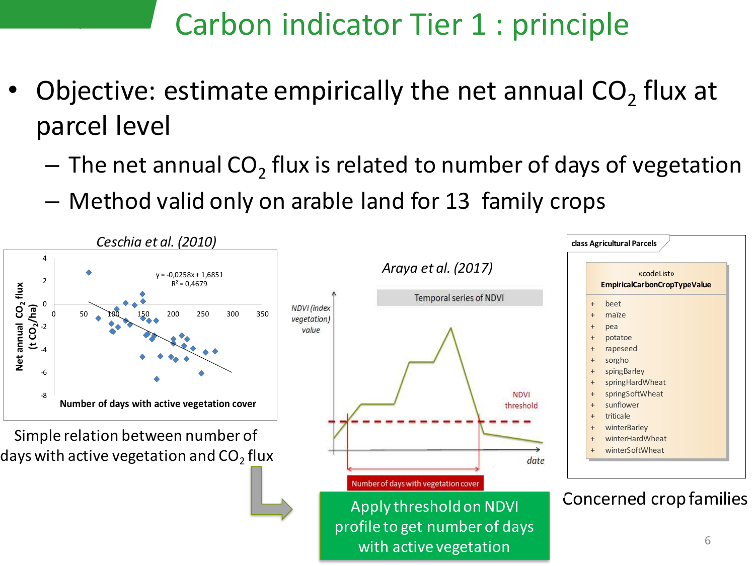# Carbon indicator Tier 1 : principle

- Objective: estimate empirically the net annual $CO_2$ flux at parcel level
  - The net annual $CO_2$ flux is related to number of days of vegetation
  - Method valid only on arable land for 13 family crops

*Ceschia et al. (2010)*

y = -0,0258x + 1,6851

$R^2$ = 0,4679

Net annual $CO_2$ flux (t $CO_2$/ha)

4
2
0
-2
-4
-6
-8

0 50 100 150 200 250 300 350

**Number of days with active vegetation cover**

Simple relation between number of days with active vegetation and $CO_2$ flux

*Araya et al. (2017)*

Temporal series of NDVI

*NDVI (index vegetation) value*

NDVI threshold

*date*

Number of days with vegetation cover

Apply threshold on NDVI profile to get number of days with active vegetation

class Agricultural Parcels

«codeList»
**EmpiricalCarbonCropTypeValue**

+ beet
+ maize
+ pea
+ potatoe
+ rapeseed
+ sorgho
+ spingBarley
+ springHardWheat
+ springSoftWheat
+ sunflower
+ triticale
+ winterBarley
+ winterHardWheat
+ winterSoftWheat

Concerned crop families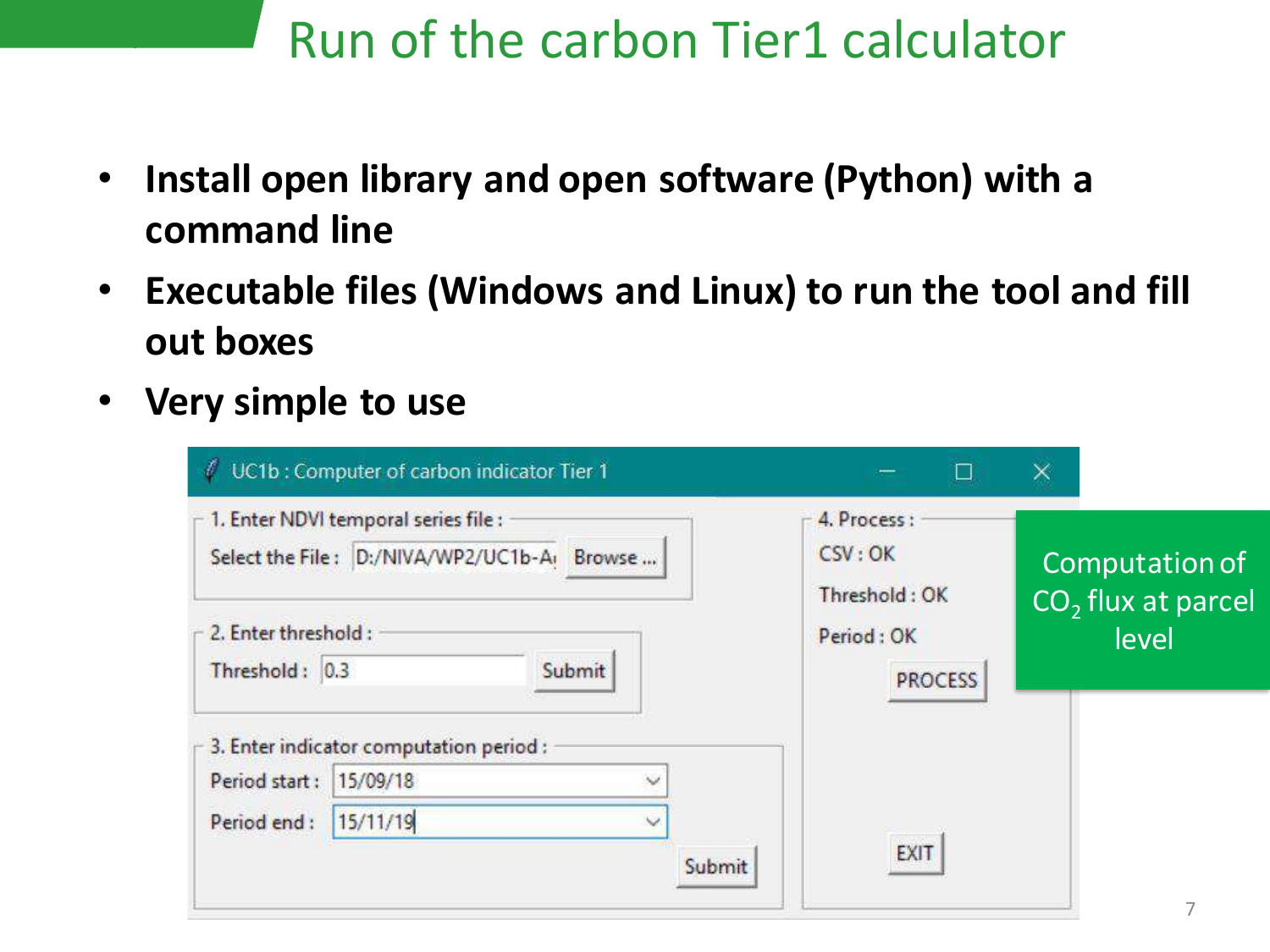# Run of the carbon Tier1 calculator

- **Install open library and open software (Python) with a command line**
- **Executable files (Windows and Linux) to run the tool and fill out boxes**
- **Very simple to use**

UC1b : Computer of carbon indicator Tier 1

1. Enter NDVI temporal series file :
   Select the File : D:/NIVA/WP2/UC1b-A Browse ...
2. Enter threshold :
   Threshold : 0.3 Submit
3. Enter indicator computation period :
   Period start : 15/09/18
   Period end : 15/11/19
   Submit
4. Process :
   CSV : OK
   Threshold : OK
   Period : OK
   PROCESS

EXIT

Computation of $CO_2$ flux at parcel level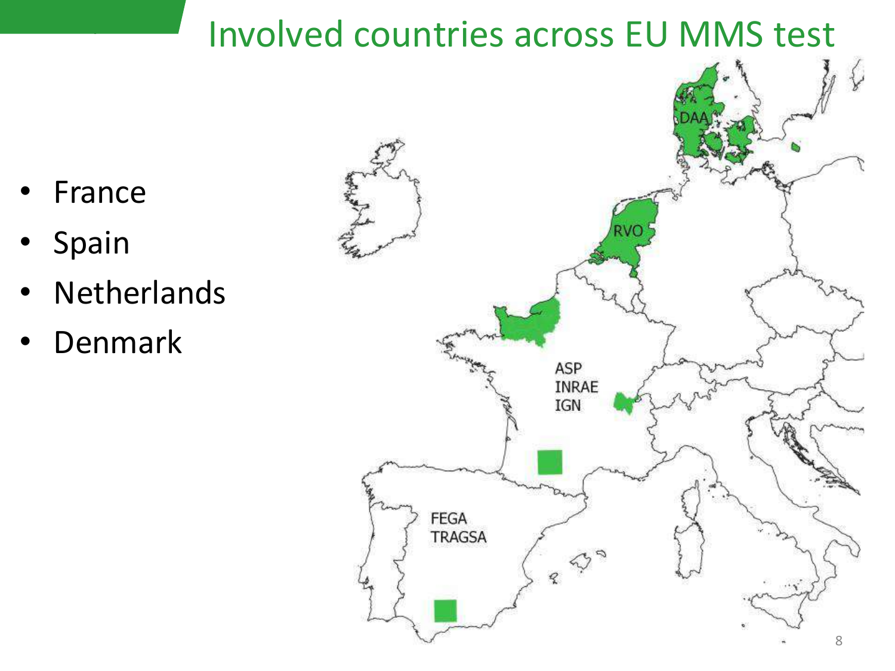# Involved countries across EU MMS test

- France
- Spain
- Netherlands
- Denmark

DAA

RVO

ASP
INRAE
IGN

FEGA
TRAGSA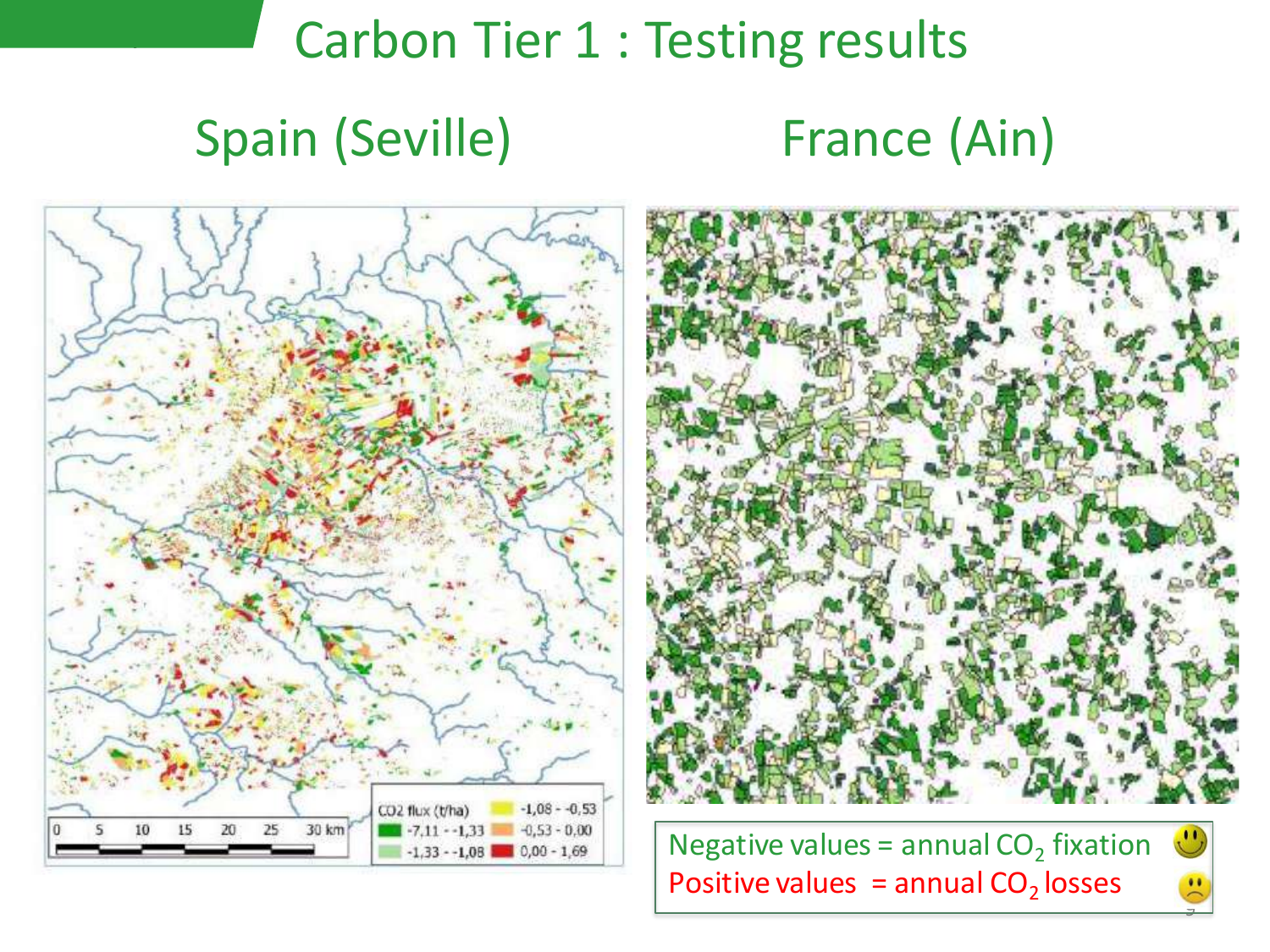# Carbon Tier 1 : Testing results

## Spain (Seville)

## France (Ain)

0 5 10 15 20 25 30 km

$CO_2$ flux (t/ha)

-7,11 - -1,33

-1,33 - -1,08

-1,08 - -0,53

-0,53 - 0,00

0,00 - 1,69

Negative values = annual $CO_2$ fixation

Positive values = annual $CO_2$ losses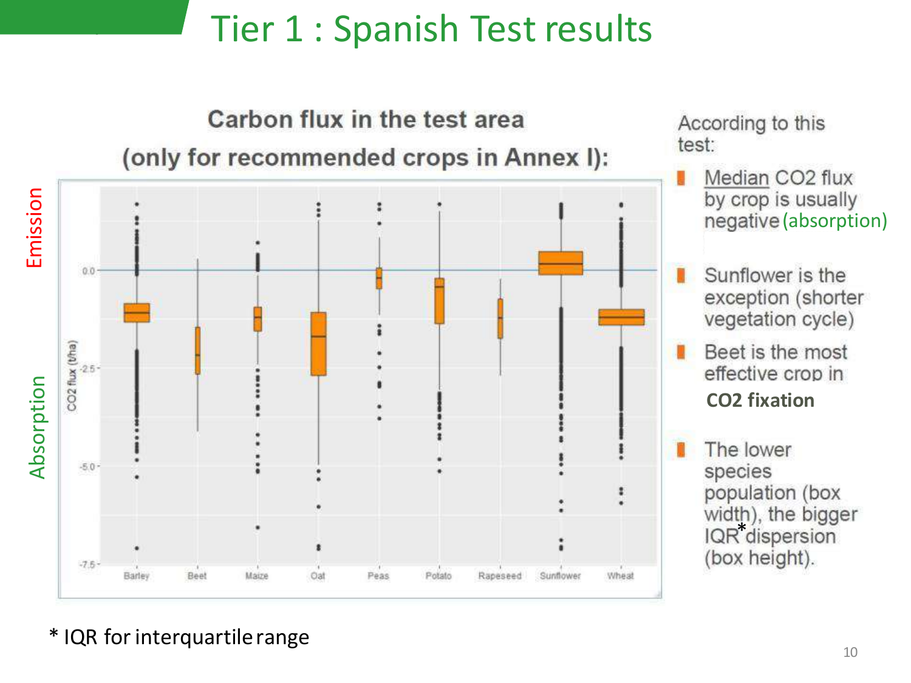# Tier 1 : Spanish Test results

Carbon flux in the test area

(only for recommended crops in Annex I):

Emission

Absorption

CO2 flux (t/ha)

0.0

-2.5

-5.0

-7.5

Barley Beet Maize Oat Peas Potato Rapeseed Sunflower Wheat

According to this test:

- Median $CO_2$ flux by crop is usually negative (absorption)
- Sunflower is the exception (shorter vegetation cycle)
- Beet is the most effective crop in **$CO_2$ fixation**
- The lower species population (box width), the bigger IQR* dispersion (box height).

* IQR for interquartile range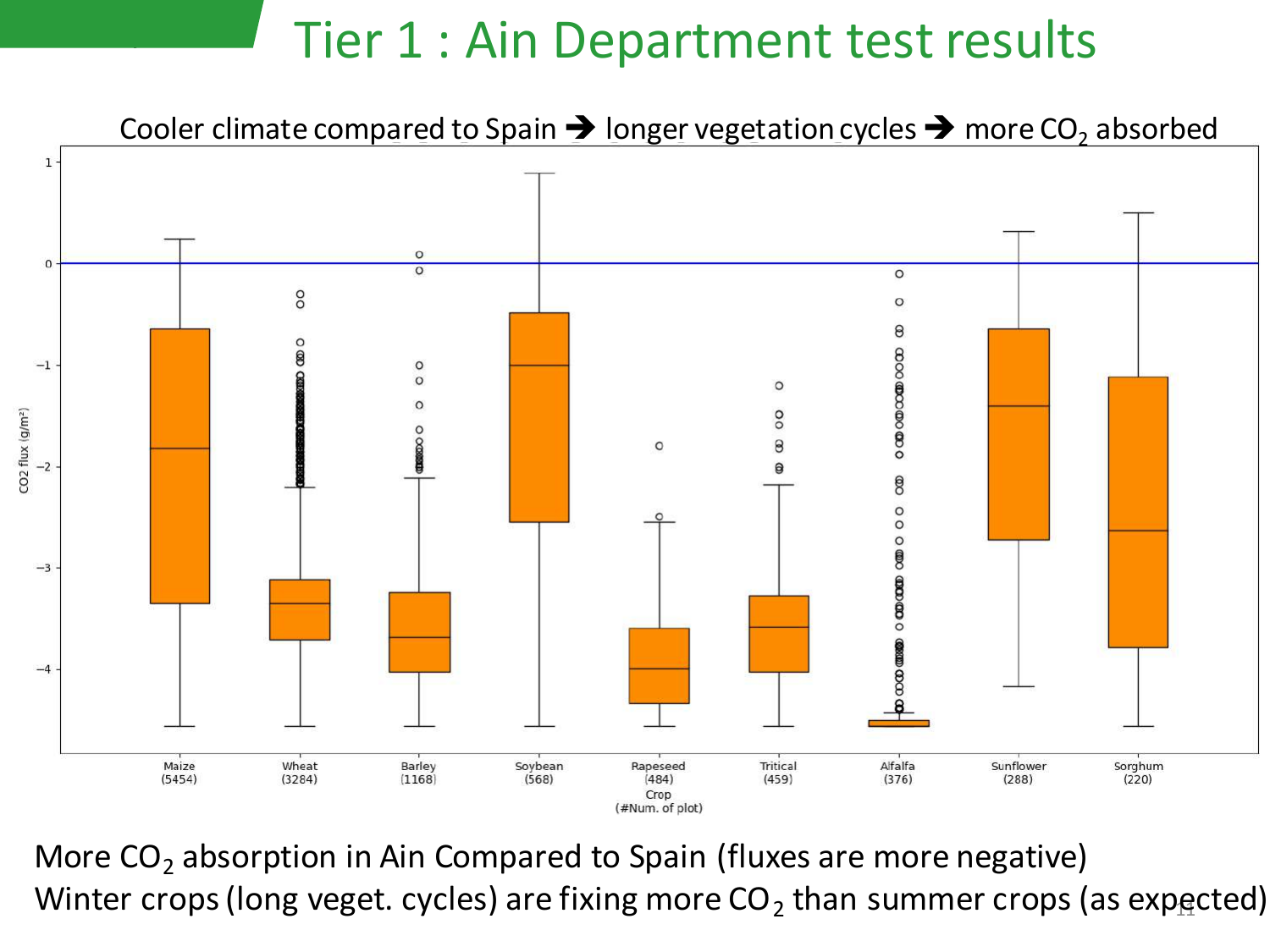# Tier 1 : Ain Department test results

Cooler climate compared to Spain ➔ longer vegetation cycles ➔ more $CO_2$ absorbed

CO2 flux (g/m²)

1
0
−1
−2
−3
−4

Maize (5454)
Wheat (3284)
Barley (1168)
Soybean (568)
Rapeseed (484)
Tritical (459)
Alfalfa (376)
Sunflower (288)
Sorghum (220)

Crop
(#Num. of plot)

More $CO_2$ absorption in Ain Compared to Spain (fluxes are more negative)

Winter crops (long veget. cycles) are fixing more $CO_2$ than summer crops (as expected)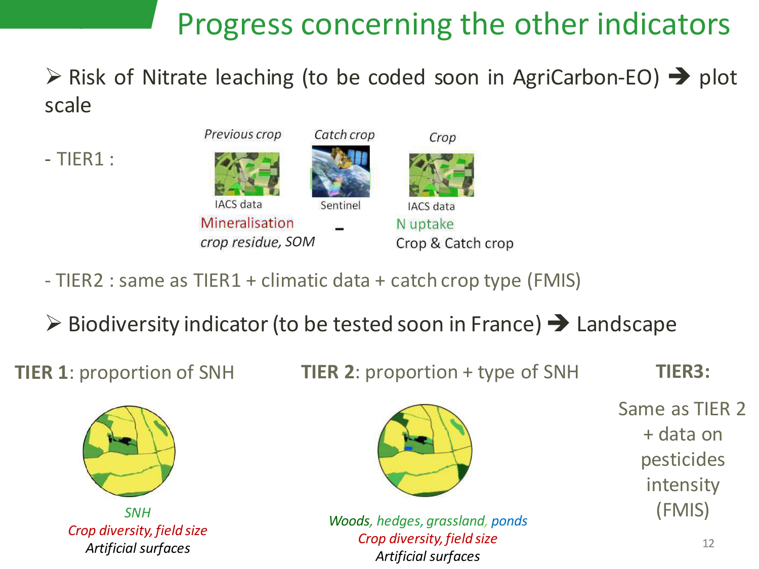# Progress concerning the other indicators

- Risk of Nitrate leaching (to be coded soon in AgriCarbon-EO) ➔ plot scale

- TIER1 :

*Previous crop*
IACS data
Mineralisation
*crop residue, SOM*

*Catch crop*
Sentinel
-

*Crop*
IACS data
N uptake
Crop & Catch crop

- TIER2 : same as TIER1 + climatic data + catch crop type (FMIS)

- Biodiversity indicator (to be tested soon in France) ➔ Landscape

**TIER 1**: proportion of SNH

*SNH*
*Crop diversity, field size*
*Artificial surfaces*

**TIER 2**: proportion + type of SNH

*Woods, hedges, grassland, ponds*
*Crop diversity, field size*
*Artificial surfaces*

**TIER3:**

Same as TIER 2 + data on pesticides intensity (FMIS)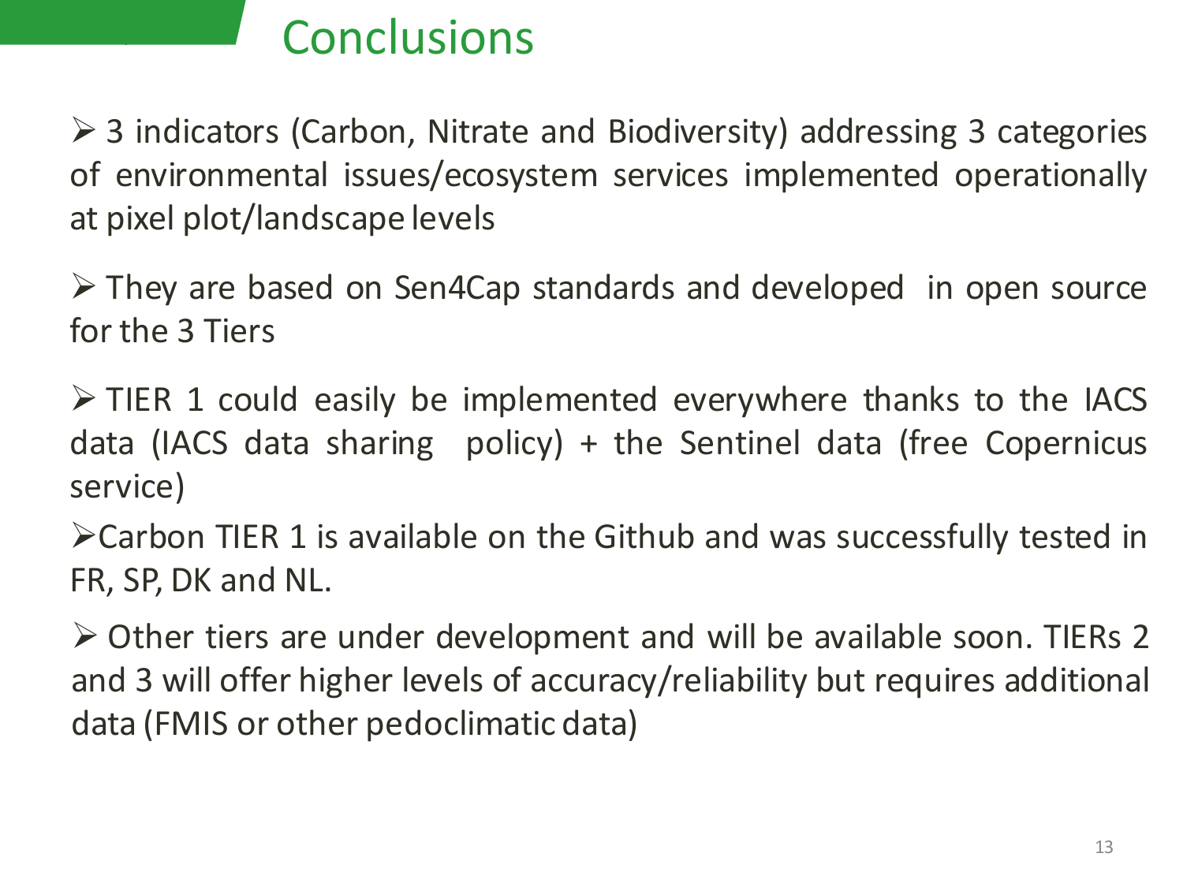# Conclusions

- 3 indicators (Carbon, Nitrate and Biodiversity) addressing 3 categories of environmental issues/ecosystem services implemented operationally at pixel plot/landscape levels

- They are based on Sen4Cap standards and developed in open source for the 3 Tiers

- TIER 1 could easily be implemented everywhere thanks to the IACS data (IACS data sharing policy) + the Sentinel data (free Copernicus service)

- Carbon TIER 1 is available on the Github and was successfully tested in FR, SP, DK and NL.

- Other tiers are under development and will be available soon. TIERs 2 and 3 will offer higher levels of accuracy/reliability but requires additional data (FMIS or other pedoclimatic data)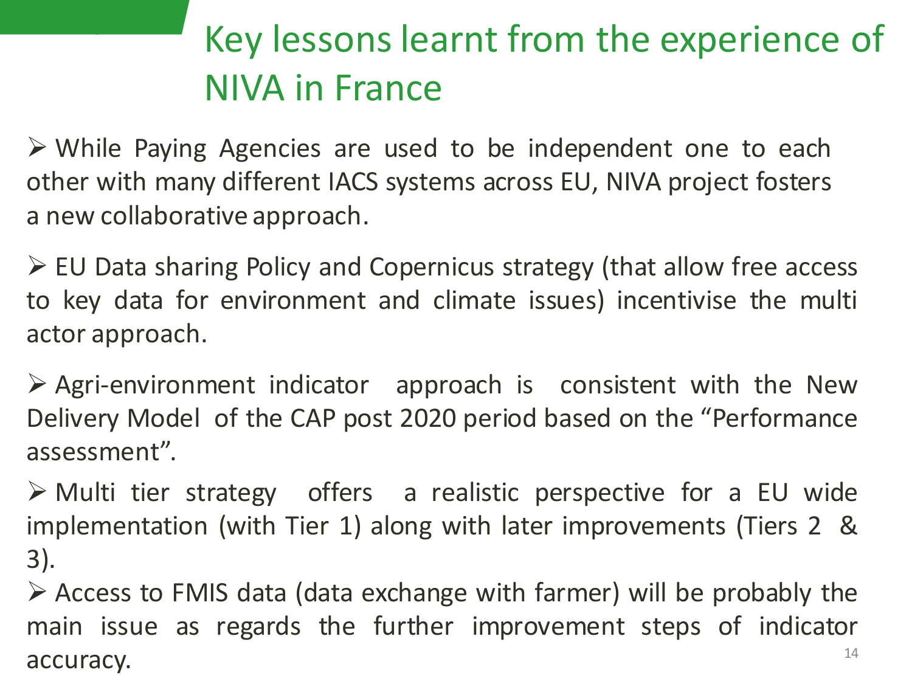# Key lessons learnt from the experience of NIVA in France

- While Paying Agencies are used to be independent one to each other with many different IACS systems across EU, NIVA project fosters a new collaborative approach.

- EU Data sharing Policy and Copernicus strategy (that allow free access to key data for environment and climate issues) incentivise the multi actor approach.

- Agri-environment indicator approach is consistent with the New Delivery Model of the CAP post 2020 period based on the "Performance assessment".

- Multi tier strategy offers a realistic perspective for a EU wide implementation (with Tier 1) along with later improvements (Tiers 2 & 3).

- Access to FMIS data (data exchange with farmer) will be probably the main issue as regards the further improvement steps of indicator accuracy.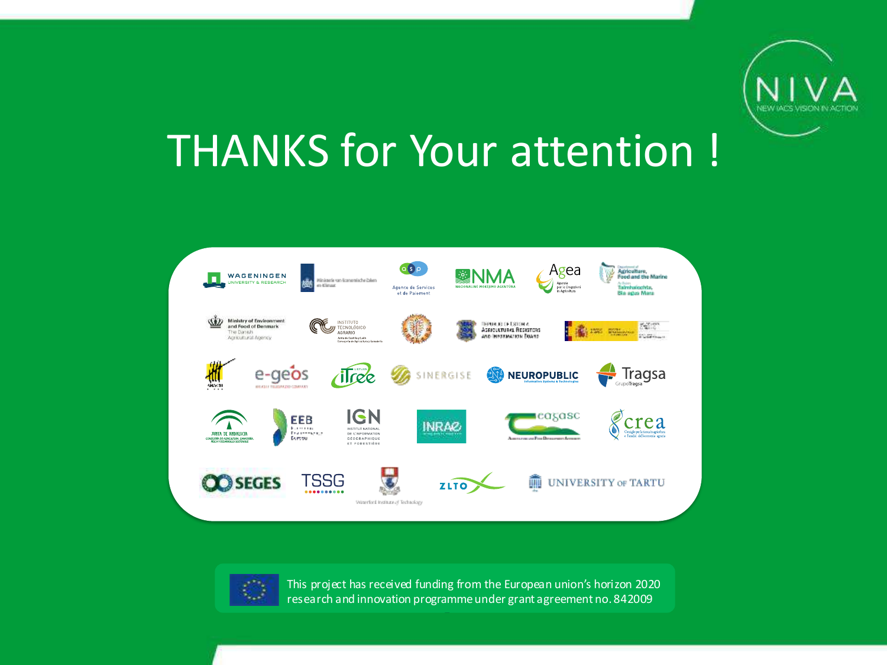NIVA

NEW IACS VISION IN ACTION

# THANKS for Your attention !

This project has received funding from the European union's horizon 2020 research and innovation programme under grant agreement no. 842009